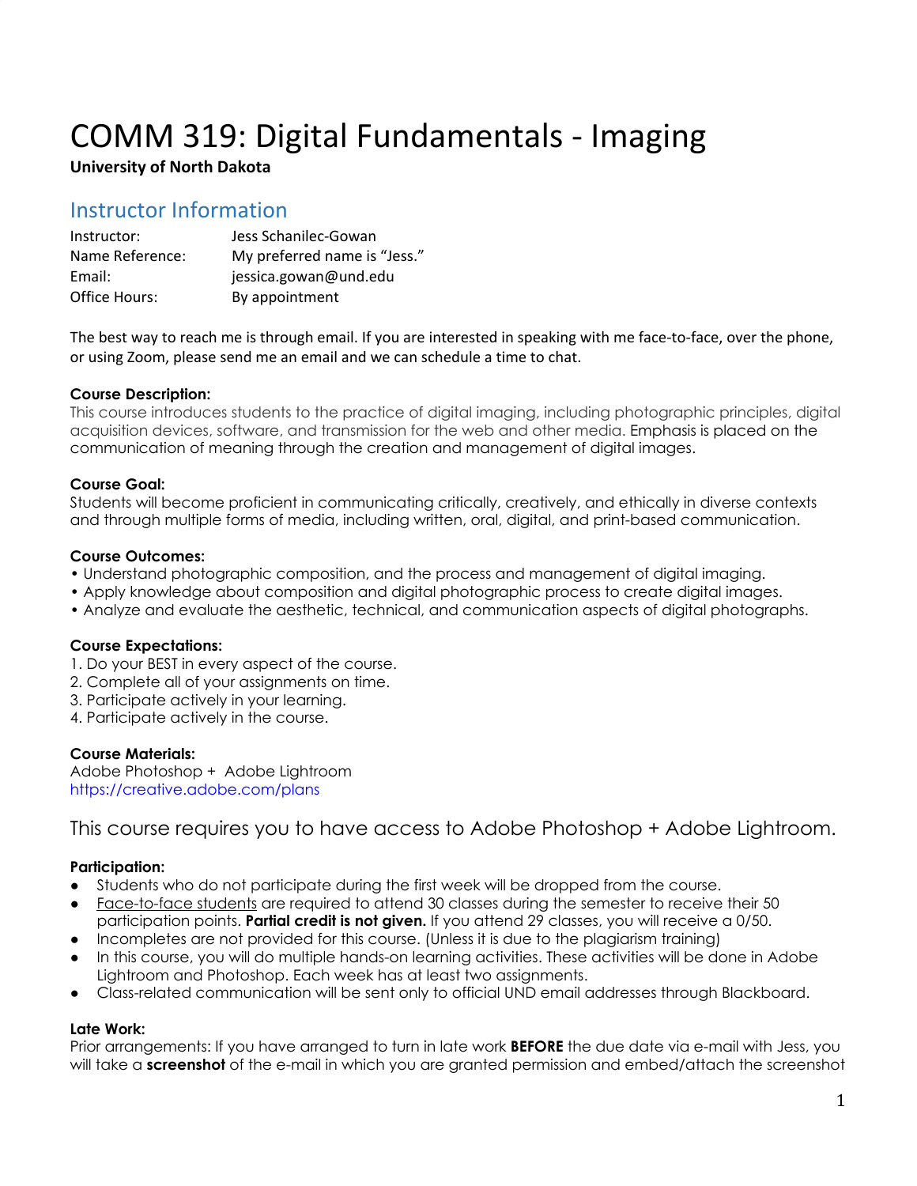# COMM 319: Digital Fundamentals - Imaging

**University of North Dakota**

## Instructor Information

| | |
|---|---|
| Instructor: | Jess Schanilec-Gowan |
| Name Reference: | My preferred name is "Jess." |
| Email: | jessica.gowan@und.edu |
| Office Hours: | By appointment |

The best way to reach me is through email. If you are interested in speaking with me face-to-face, over the phone, or using Zoom, please send me an email and we can schedule a time to chat.

**Course Description:**
This course introduces students to the practice of digital imaging, including photographic principles, digital acquisition devices, software, and transmission for the web and other media. Emphasis is placed on the communication of meaning through the creation and management of digital images.

**Course Goal:**
Students will become proficient in communicating critically, creatively, and ethically in diverse contexts and through multiple forms of media, including written, oral, digital, and print-based communication.

**Course Outcomes:**
• Understand photographic composition, and the process and management of digital imaging.
• Apply knowledge about composition and digital photographic process to create digital images.
• Analyze and evaluate the aesthetic, technical, and communication aspects of digital photographs.

**Course Expectations:**
1. Do your BEST in every aspect of the course.
2. Complete all of your assignments on time.
3. Participate actively in your learning.
4. Participate actively in the course.

**Course Materials:**
Adobe Photoshop + Adobe Lightroom
https://creative.adobe.com/plans

This course requires you to have access to Adobe Photoshop + Adobe Lightroom.

**Participation:**
- Students who do not participate during the first week will be dropped from the course.
- Face-to-face students are required to attend 30 classes during the semester to receive their 50 participation points. **Partial credit is not given.** If you attend 29 classes, you will receive a 0/50.
- Incompletes are not provided for this course. (Unless it is due to the plagiarism training)
- In this course, you will do multiple hands-on learning activities. These activities will be done in Adobe Lightroom and Photoshop. Each week has at least two assignments.
- Class-related communication will be sent only to official UND email addresses through Blackboard.

**Late Work:**
Prior arrangements: If you have arranged to turn in late work **BEFORE** the due date via e-mail with Jess, you will take a **screenshot** of the e-mail in which you are granted permission and embed/attach the screenshot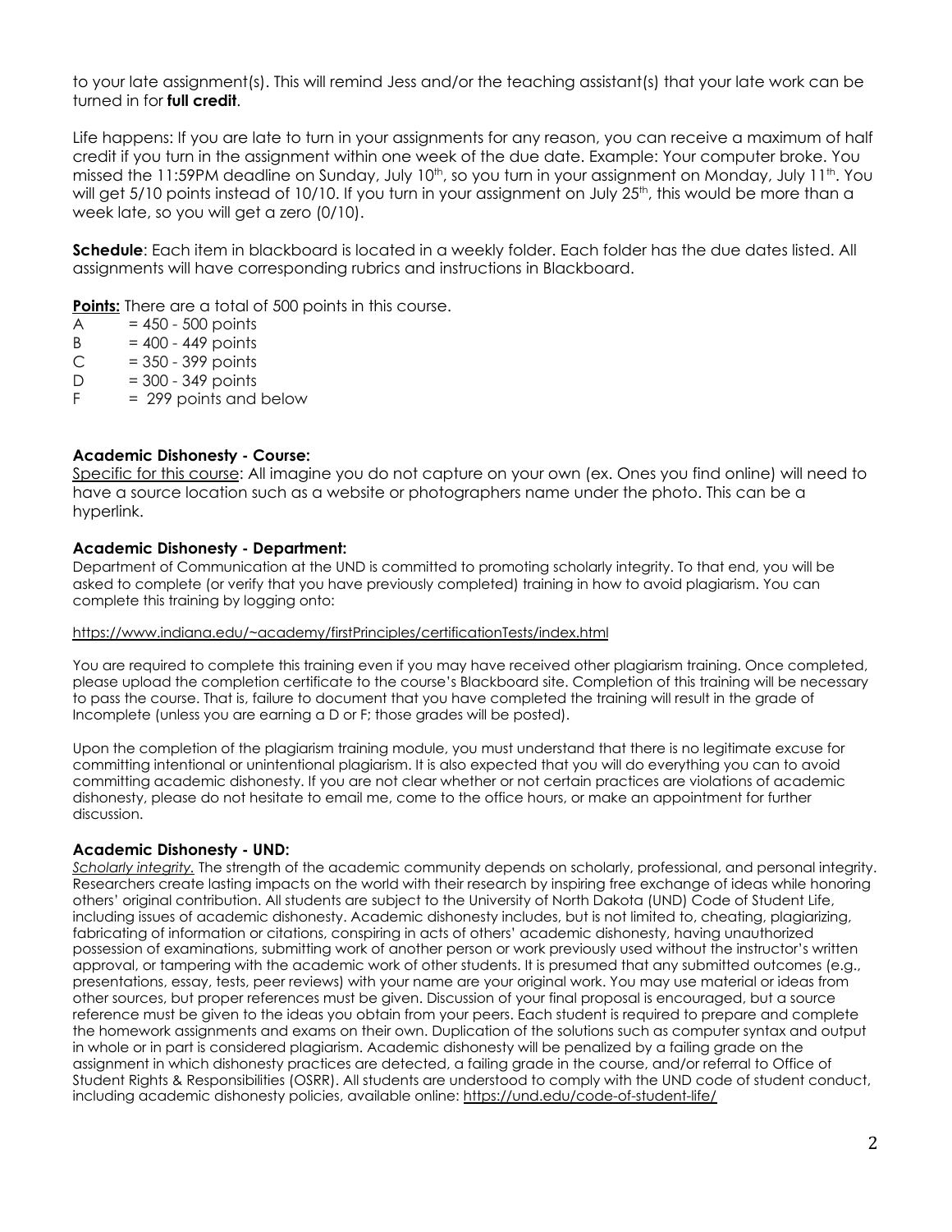to your late assignment(s). This will remind Jess and/or the teaching assistant(s) that your late work can be turned in for **full credit**.

Life happens: If you are late to turn in your assignments for any reason, you can receive a maximum of half credit if you turn in the assignment within one week of the due date. Example: Your computer broke. You missed the 11:59PM deadline on Sunday, July 10th, so you turn in your assignment on Monday, July 11th. You will get 5/10 points instead of 10/10. If you turn in your assignment on July 25th, this would be more than a week late, so you will get a zero (0/10).

**Schedule**: Each item in blackboard is located in a weekly folder. Each folder has the due dates listed. All assignments will have corresponding rubrics and instructions in Blackboard.

**Points:** There are a total of 500 points in this course.

A = 450 - 500 points  
B = 400 - 449 points  
C = 350 - 399 points  
D = 300 - 349 points  
F = 299 points and below

### Academic Dishonesty - Course:

Specific for this course: All imagine you do not capture on your own (ex. Ones you find online) will need to have a source location such as a website or photographers name under the photo. This can be a hyperlink.

### Academic Dishonesty - Department:

Department of Communication at the UND is committed to promoting scholarly integrity. To that end, you will be asked to complete (or verify that you have previously completed) training in how to avoid plagiarism. You can complete this training by logging onto:

https://www.indiana.edu/~academy/firstPrinciples/certificationTests/index.html

You are required to complete this training even if you may have received other plagiarism training. Once completed, please upload the completion certificate to the course's Blackboard site. Completion of this training will be necessary to pass the course. That is, failure to document that you have completed the training will result in the grade of Incomplete (unless you are earning a D or F; those grades will be posted).

Upon the completion of the plagiarism training module, you must understand that there is no legitimate excuse for committing intentional or unintentional plagiarism. It is also expected that you will do everything you can to avoid committing academic dishonesty. If you are not clear whether or not certain practices are violations of academic dishonesty, please do not hesitate to email me, come to the office hours, or make an appointment for further discussion.

### Academic Dishonesty - UND:

*Scholarly integrity.* The strength of the academic community depends on scholarly, professional, and personal integrity. Researchers create lasting impacts on the world with their research by inspiring free exchange of ideas while honoring others' original contribution. All students are subject to the University of North Dakota (UND) Code of Student Life, including issues of academic dishonesty. Academic dishonesty includes, but is not limited to, cheating, plagiarizing, fabricating of information or citations, conspiring in acts of others' academic dishonesty, having unauthorized possession of examinations, submitting work of another person or work previously used without the instructor's written approval, or tampering with the academic work of other students. It is presumed that any submitted outcomes (e.g., presentations, essay, tests, peer reviews) with your name are your original work. You may use material or ideas from other sources, but proper references must be given. Discussion of your final proposal is encouraged, but a source reference must be given to the ideas you obtain from your peers. Each student is required to prepare and complete the homework assignments and exams on their own. Duplication of the solutions such as computer syntax and output in whole or in part is considered plagiarism. Academic dishonesty will be penalized by a failing grade on the assignment in which dishonesty practices are detected, a failing grade in the course, and/or referral to Office of Student Rights & Responsibilities (OSRR). All students are understood to comply with the UND code of student conduct, including academic dishonesty policies, available online: https://und.edu/code-of-student-life/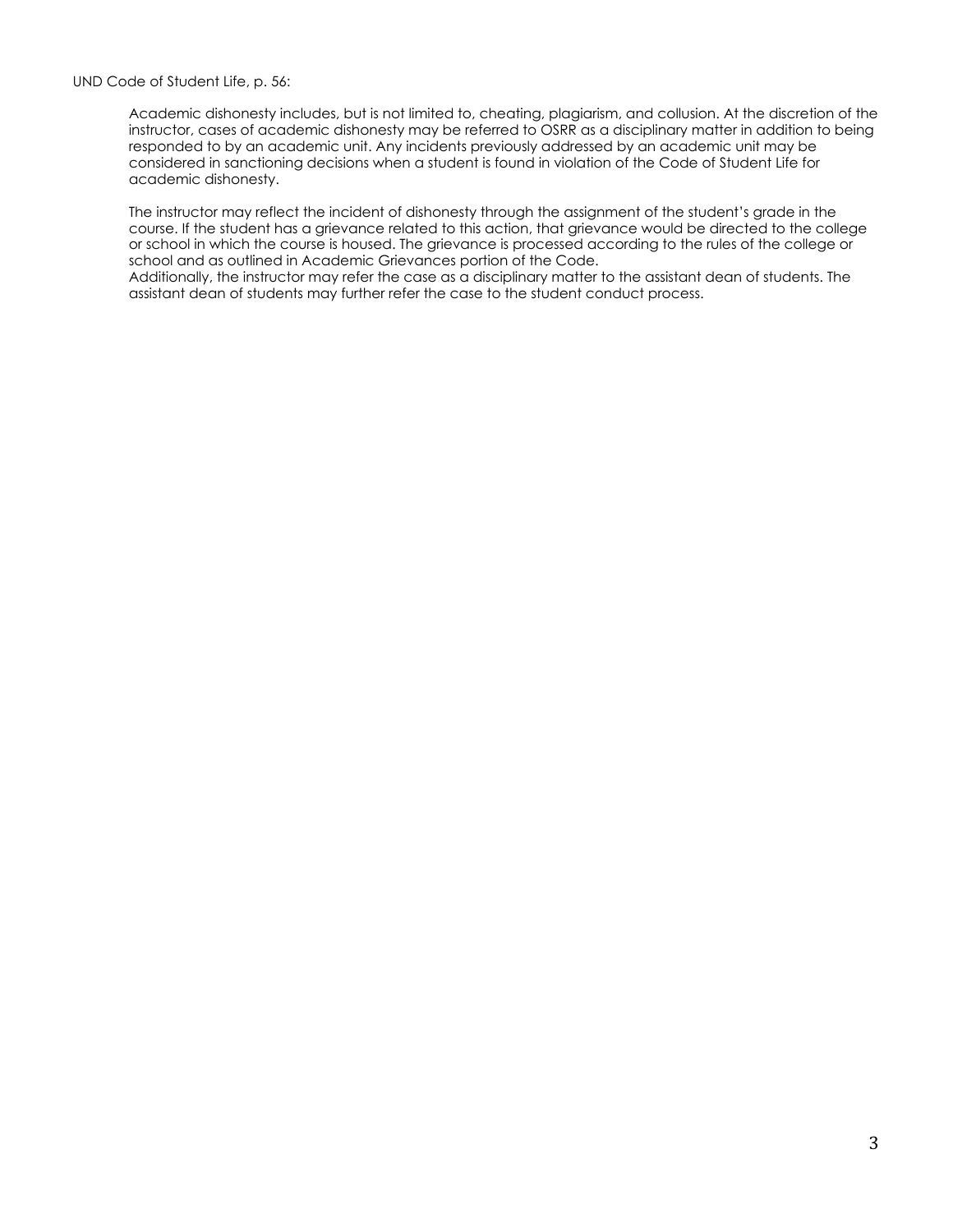UND Code of Student Life, p. 56:

> Academic dishonesty includes, but is not limited to, cheating, plagiarism, and collusion. At the discretion of the instructor, cases of academic dishonesty may be referred to OSRR as a disciplinary matter in addition to being responded to by an academic unit. Any incidents previously addressed by an academic unit may be considered in sanctioning decisions when a student is found in violation of the Code of Student Life for academic dishonesty.
>
> The instructor may reflect the incident of dishonesty through the assignment of the student's grade in the course. If the student has a grievance related to this action, that grievance would be directed to the college or school in which the course is housed. The grievance is processed according to the rules of the college or school and as outlined in Academic Grievances portion of the Code.
> Additionally, the instructor may refer the case as a disciplinary matter to the assistant dean of students. The assistant dean of students may further refer the case to the student conduct process.